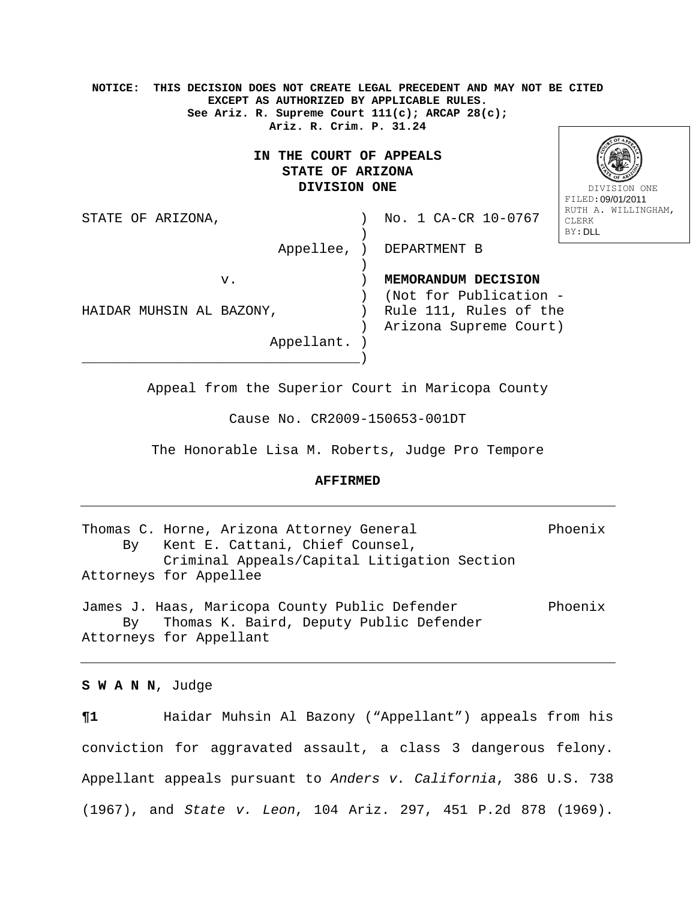**NOTICE: THIS DECISION DOES NOT CREATE LEGAL PRECEDENT AND MAY NOT BE CITED EXCEPT AS AUTHORIZED BY APPLICABLE RULES.**
**See Ariz. R. Supreme Court 111(c); ARCAP 28(c); Ariz. R. Crim. P. 31.24**

DIVISION ONE
FILED: 09/01/2011
RUTH A. WILLINGHAM, CLERK
BY: DLL

**IN THE COURT OF APPEALS**
**STATE OF ARIZONA**
**DIVISION ONE**

| | | |
|---|---|---|
| STATE OF ARIZONA, | ) | No. 1 CA-CR 10-0767 |
| Appellee, | ) | DEPARTMENT B |
| v. | ) | **MEMORANDUM DECISION** (Not for Publication - Rule 111, Rules of the Arizona Supreme Court) |
| HAIDAR MUHSIN AL BAZONY, | ) | |
| Appellant. | ) | |

Appeal from the Superior Court in Maricopa County

Cause No. CR2009-150653-001DT

The Honorable Lisa M. Roberts, Judge Pro Tempore

**AFFIRMED**

---

Thomas C. Horne, Arizona Attorney General — Phoenix
By Kent E. Cattani, Chief Counsel,
Criminal Appeals/Capital Litigation Section
Attorneys for Appellee

James J. Haas, Maricopa County Public Defender — Phoenix
By Thomas K. Baird, Deputy Public Defender
Attorneys for Appellant

---

**S W A N N**, Judge

**¶1** Haidar Muhsin Al Bazony ("Appellant") appeals from his conviction for aggravated assault, a class 3 dangerous felony. Appellant appeals pursuant to *Anders v. California*, 386 U.S. 738 (1967), and *State v. Leon*, 104 Ariz. 297, 451 P.2d 878 (1969).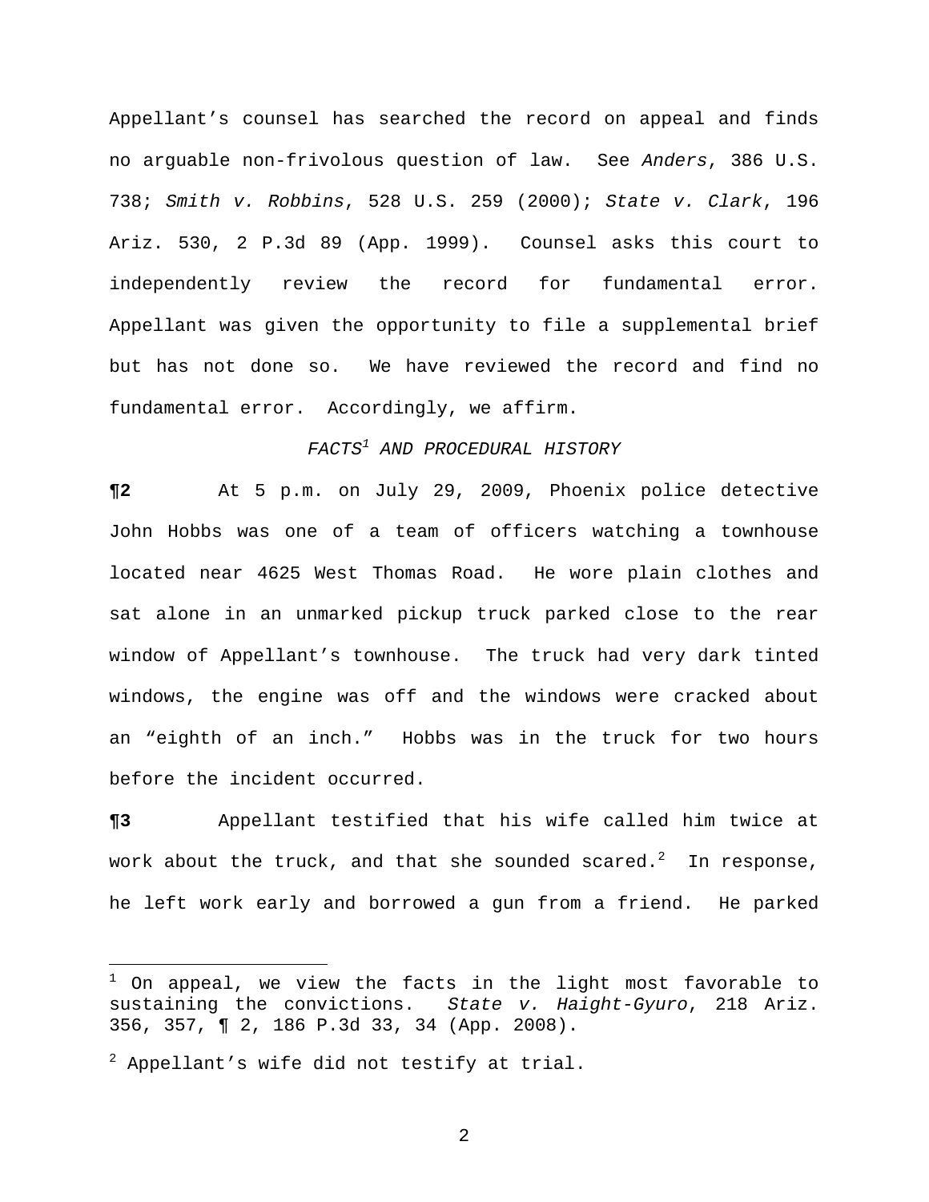Appellant's counsel has searched the record on appeal and finds no arguable non-frivolous question of law. See *Anders*, 386 U.S. 738; *Smith v. Robbins*, 528 U.S. 259 (2000); *State v. Clark*, 196 Ariz. 530, 2 P.3d 89 (App. 1999). Counsel asks this court to independently review the record for fundamental error. Appellant was given the opportunity to file a supplemental brief but has not done so. We have reviewed the record and find no fundamental error. Accordingly, we affirm.

### *FACTS[1] AND PROCEDURAL HISTORY*

**¶2** At 5 p.m. on July 29, 2009, Phoenix police detective John Hobbs was one of a team of officers watching a townhouse located near 4625 West Thomas Road. He wore plain clothes and sat alone in an unmarked pickup truck parked close to the rear window of Appellant's townhouse. The truck had very dark tinted windows, the engine was off and the windows were cracked about an "eighth of an inch." Hobbs was in the truck for two hours before the incident occurred.

**¶3** Appellant testified that his wife called him twice at work about the truck, and that she sounded scared.[2] In response, he left work early and borrowed a gun from a friend. He parked

---

[1] On appeal, we view the facts in the light most favorable to sustaining the convictions. *State v. Haight-Gyuro*, 218 Ariz. 356, 357, ¶ 2, 186 P.3d 33, 34 (App. 2008).

[2] Appellant's wife did not testify at trial.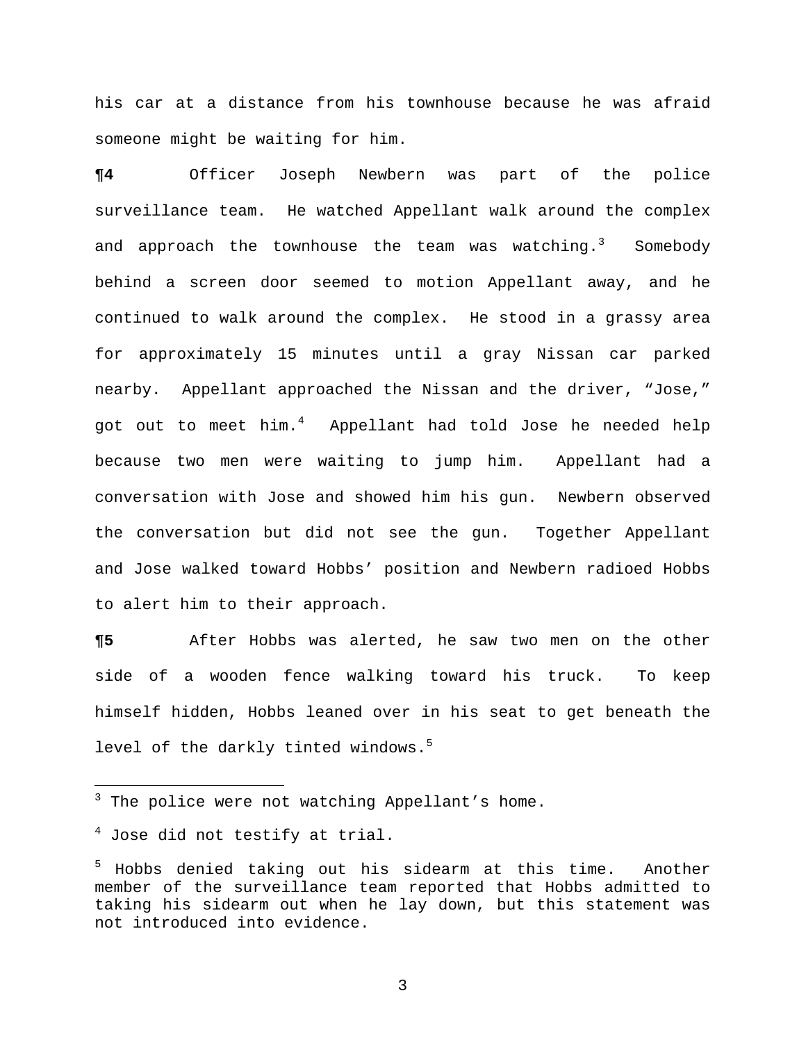his car at a distance from his townhouse because he was afraid someone might be waiting for him.

**¶4** Officer Joseph Newbern was part of the police surveillance team. He watched Appellant walk around the complex and approach the townhouse the team was watching.[3] Somebody behind a screen door seemed to motion Appellant away, and he continued to walk around the complex. He stood in a grassy area for approximately 15 minutes until a gray Nissan car parked nearby. Appellant approached the Nissan and the driver, "Jose," got out to meet him.[4] Appellant had told Jose he needed help because two men were waiting to jump him. Appellant had a conversation with Jose and showed him his gun. Newbern observed the conversation but did not see the gun. Together Appellant and Jose walked toward Hobbs' position and Newbern radioed Hobbs to alert him to their approach.

**¶5** After Hobbs was alerted, he saw two men on the other side of a wooden fence walking toward his truck. To keep himself hidden, Hobbs leaned over in his seat to get beneath the level of the darkly tinted windows.[5]

---

[3] The police were not watching Appellant's home.

[4] Jose did not testify at trial.

[5] Hobbs denied taking out his sidearm at this time. Another member of the surveillance team reported that Hobbs admitted to taking his sidearm out when he lay down, but this statement was not introduced into evidence.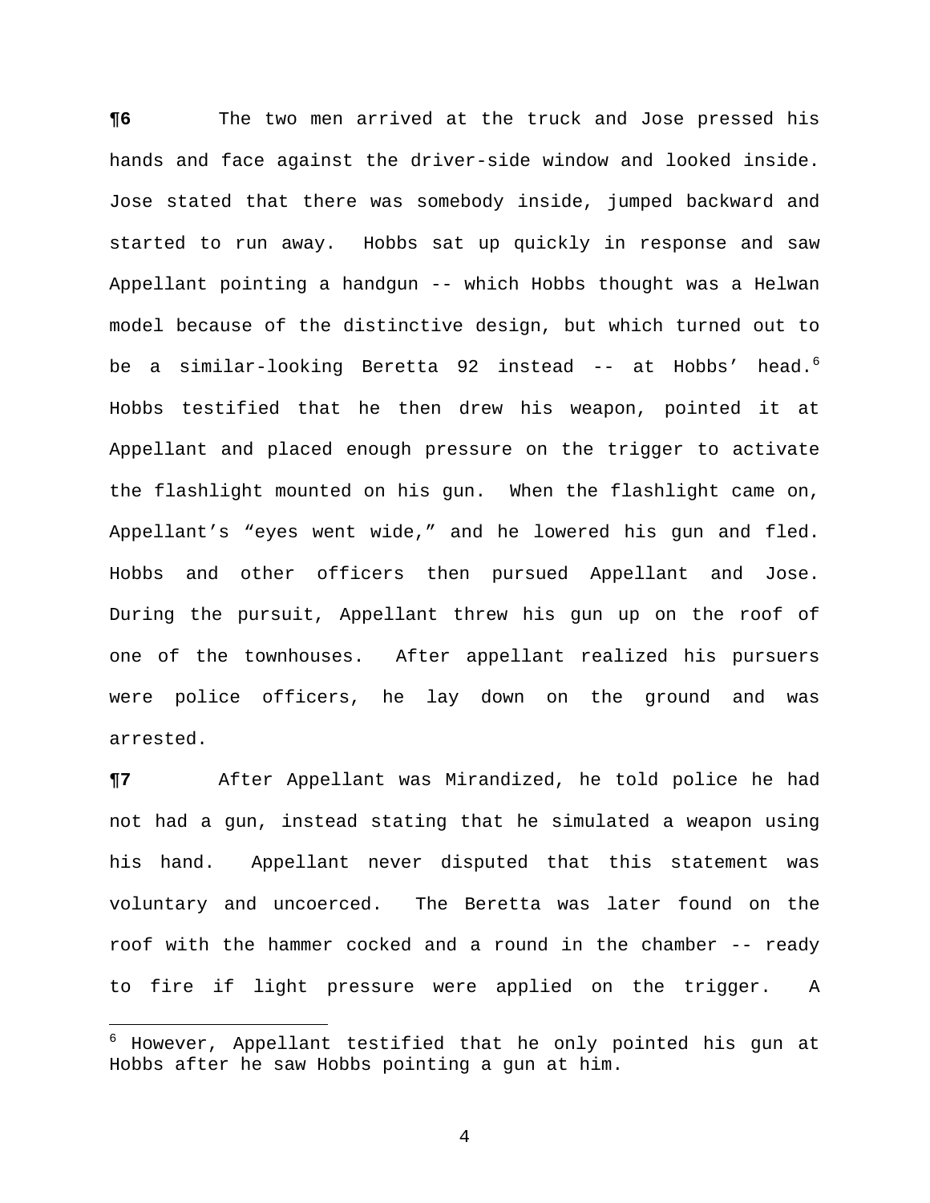**¶6** The two men arrived at the truck and Jose pressed his hands and face against the driver-side window and looked inside. Jose stated that there was somebody inside, jumped backward and started to run away. Hobbs sat up quickly in response and saw Appellant pointing a handgun -- which Hobbs thought was a Helwan model because of the distinctive design, but which turned out to be a similar-looking Beretta 92 instead -- at Hobbs' head.[6] Hobbs testified that he then drew his weapon, pointed it at Appellant and placed enough pressure on the trigger to activate the flashlight mounted on his gun. When the flashlight came on, Appellant's "eyes went wide," and he lowered his gun and fled. Hobbs and other officers then pursued Appellant and Jose. During the pursuit, Appellant threw his gun up on the roof of one of the townhouses. After appellant realized his pursuers were police officers, he lay down on the ground and was arrested.

**¶7** After Appellant was Mirandized, he told police he had not had a gun, instead stating that he simulated a weapon using his hand. Appellant never disputed that this statement was voluntary and uncoerced. The Beretta was later found on the roof with the hammer cocked and a round in the chamber -- ready to fire if light pressure were applied on the trigger. A

---

[6] However, Appellant testified that he only pointed his gun at Hobbs after he saw Hobbs pointing a gun at him.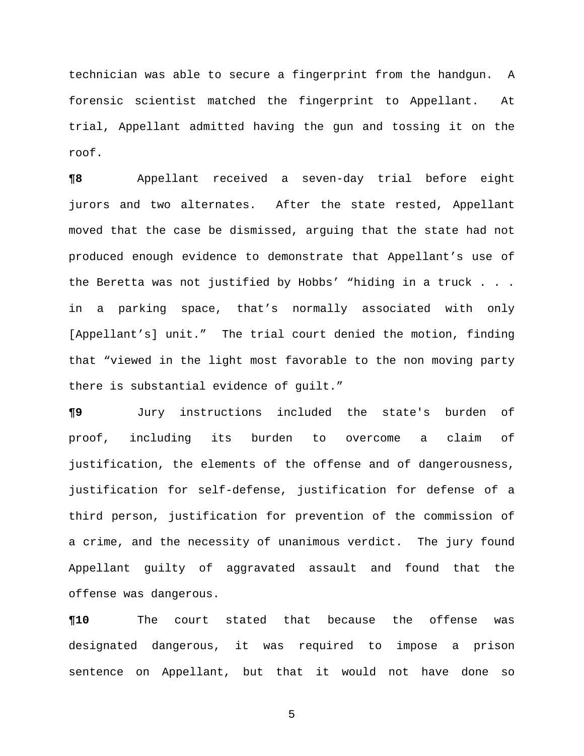technician was able to secure a fingerprint from the handgun. A forensic scientist matched the fingerprint to Appellant. At trial, Appellant admitted having the gun and tossing it on the roof.

**¶8** Appellant received a seven-day trial before eight jurors and two alternates. After the state rested, Appellant moved that the case be dismissed, arguing that the state had not produced enough evidence to demonstrate that Appellant's use of the Beretta was not justified by Hobbs' "hiding in a truck . . . in a parking space, that's normally associated with only [Appellant's] unit." The trial court denied the motion, finding that "viewed in the light most favorable to the non moving party there is substantial evidence of guilt."

**¶9** Jury instructions included the state's burden of proof, including its burden to overcome a claim of justification, the elements of the offense and of dangerousness, justification for self-defense, justification for defense of a third person, justification for prevention of the commission of a crime, and the necessity of unanimous verdict. The jury found Appellant guilty of aggravated assault and found that the offense was dangerous.

**¶10** The court stated that because the offense was designated dangerous, it was required to impose a prison sentence on Appellant, but that it would not have done so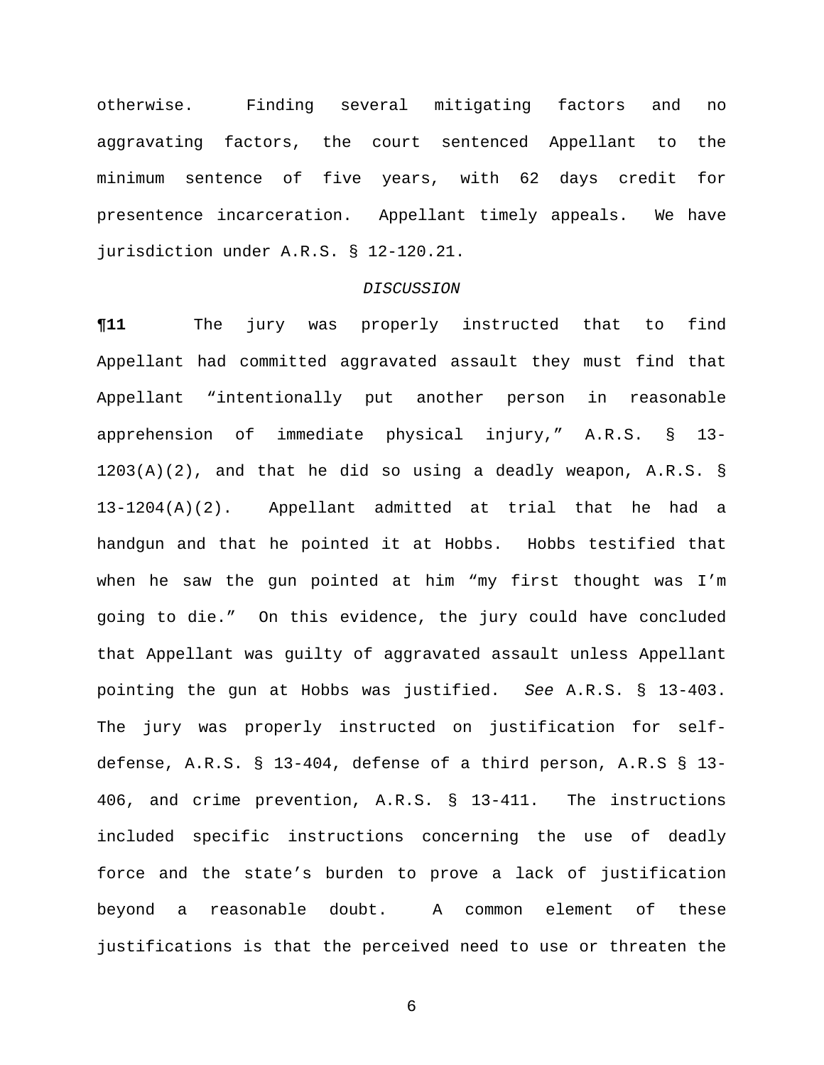otherwise. Finding several mitigating factors and no aggravating factors, the court sentenced Appellant to the minimum sentence of five years, with 62 days credit for presentence incarceration. Appellant timely appeals. We have jurisdiction under A.R.S. § 12-120.21.

*DISCUSSION*

**¶11** The jury was properly instructed that to find Appellant had committed aggravated assault they must find that Appellant "intentionally put another person in reasonable apprehension of immediate physical injury," A.R.S. § 13-1203(A)(2), and that he did so using a deadly weapon, A.R.S. § 13-1204(A)(2). Appellant admitted at trial that he had a handgun and that he pointed it at Hobbs. Hobbs testified that when he saw the gun pointed at him "my first thought was I'm going to die." On this evidence, the jury could have concluded that Appellant was guilty of aggravated assault unless Appellant pointing the gun at Hobbs was justified. *See* A.R.S. § 13-403. The jury was properly instructed on justification for self-defense, A.R.S. § 13-404, defense of a third person, A.R.S § 13-406, and crime prevention, A.R.S. § 13-411. The instructions included specific instructions concerning the use of deadly force and the state's burden to prove a lack of justification beyond a reasonable doubt. A common element of these justifications is that the perceived need to use or threaten the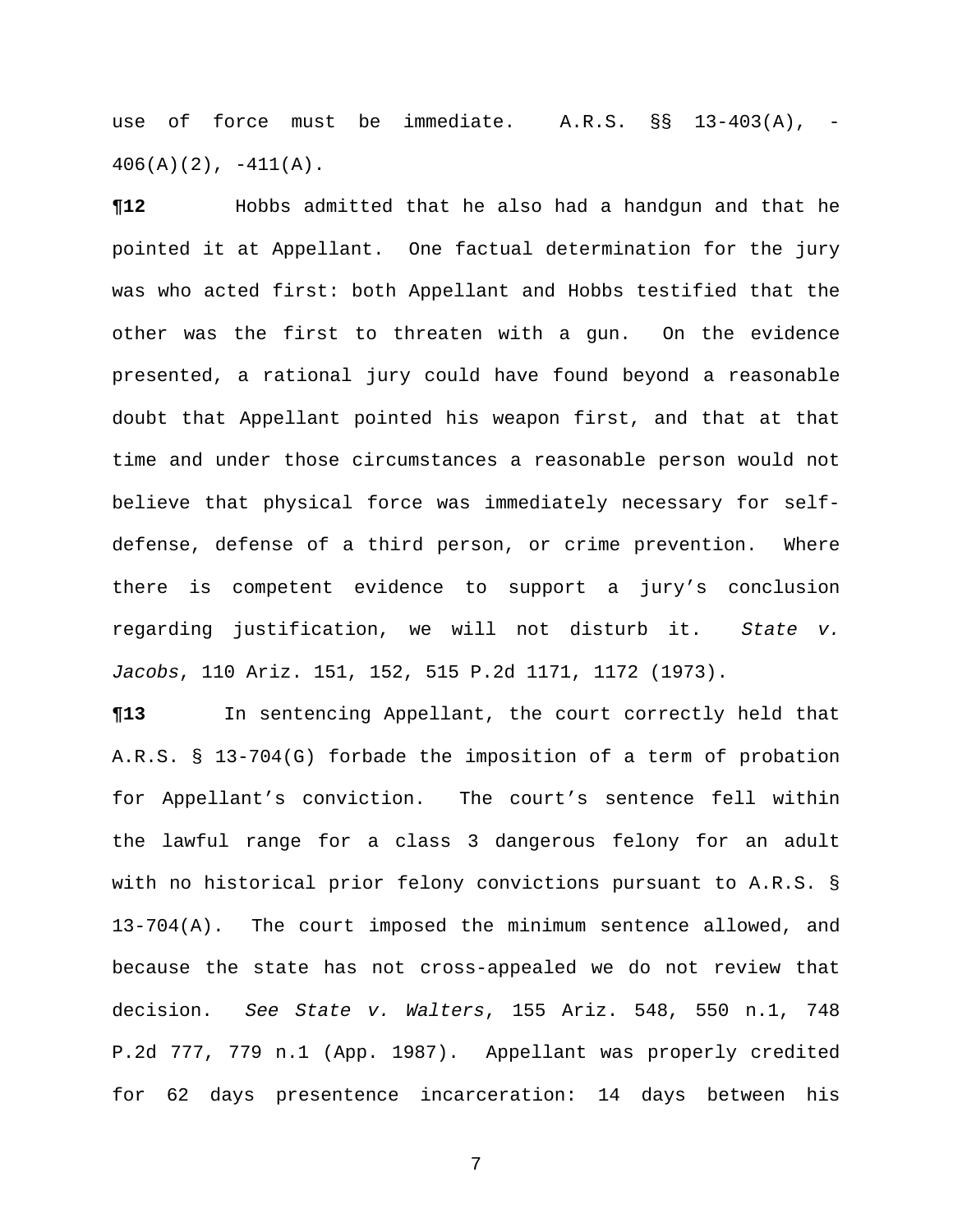use of force must be immediate. A.R.S. §§ 13-403(A), -406(A)(2), -411(A).

**¶12** Hobbs admitted that he also had a handgun and that he pointed it at Appellant. One factual determination for the jury was who acted first: both Appellant and Hobbs testified that the other was the first to threaten with a gun. On the evidence presented, a rational jury could have found beyond a reasonable doubt that Appellant pointed his weapon first, and that at that time and under those circumstances a reasonable person would not believe that physical force was immediately necessary for self-defense, defense of a third person, or crime prevention. Where there is competent evidence to support a jury's conclusion regarding justification, we will not disturb it. *State v. Jacobs*, 110 Ariz. 151, 152, 515 P.2d 1171, 1172 (1973).

**¶13** In sentencing Appellant, the court correctly held that A.R.S. § 13-704(G) forbade the imposition of a term of probation for Appellant's conviction. The court's sentence fell within the lawful range for a class 3 dangerous felony for an adult with no historical prior felony convictions pursuant to A.R.S. § 13-704(A). The court imposed the minimum sentence allowed, and because the state has not cross-appealed we do not review that decision. *See State v. Walters*, 155 Ariz. 548, 550 n.1, 748 P.2d 777, 779 n.1 (App. 1987). Appellant was properly credited for 62 days presentence incarceration: 14 days between his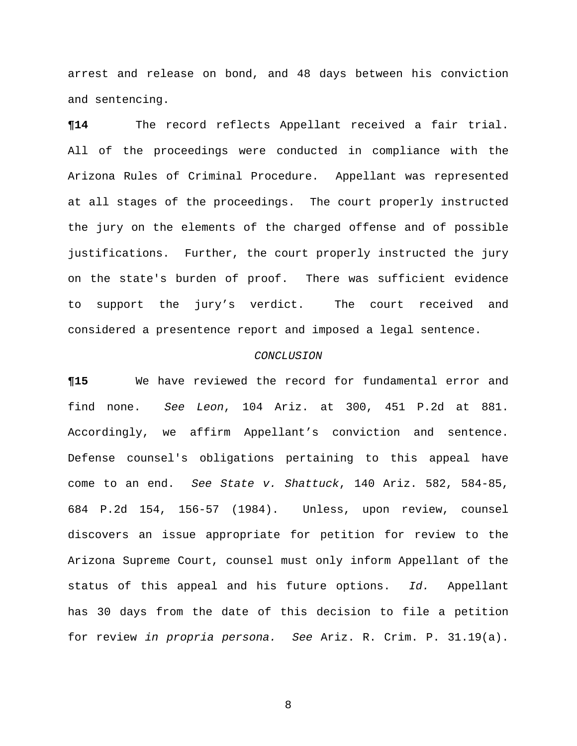arrest and release on bond, and 48 days between his conviction and sentencing.

**¶14** The record reflects Appellant received a fair trial. All of the proceedings were conducted in compliance with the Arizona Rules of Criminal Procedure. Appellant was represented at all stages of the proceedings. The court properly instructed the jury on the elements of the charged offense and of possible justifications. Further, the court properly instructed the jury on the state's burden of proof. There was sufficient evidence to support the jury's verdict. The court received and considered a presentence report and imposed a legal sentence.

*CONCLUSION*

**¶15** We have reviewed the record for fundamental error and find none. *See Leon*, 104 Ariz. at 300, 451 P.2d at 881. Accordingly, we affirm Appellant's conviction and sentence. Defense counsel's obligations pertaining to this appeal have come to an end. *See State v. Shattuck*, 140 Ariz. 582, 584-85, 684 P.2d 154, 156-57 (1984). Unless, upon review, counsel discovers an issue appropriate for petition for review to the Arizona Supreme Court, counsel must only inform Appellant of the status of this appeal and his future options. *Id.* Appellant has 30 days from the date of this decision to file a petition for review *in propria persona. See* Ariz. R. Crim. P. 31.19(a).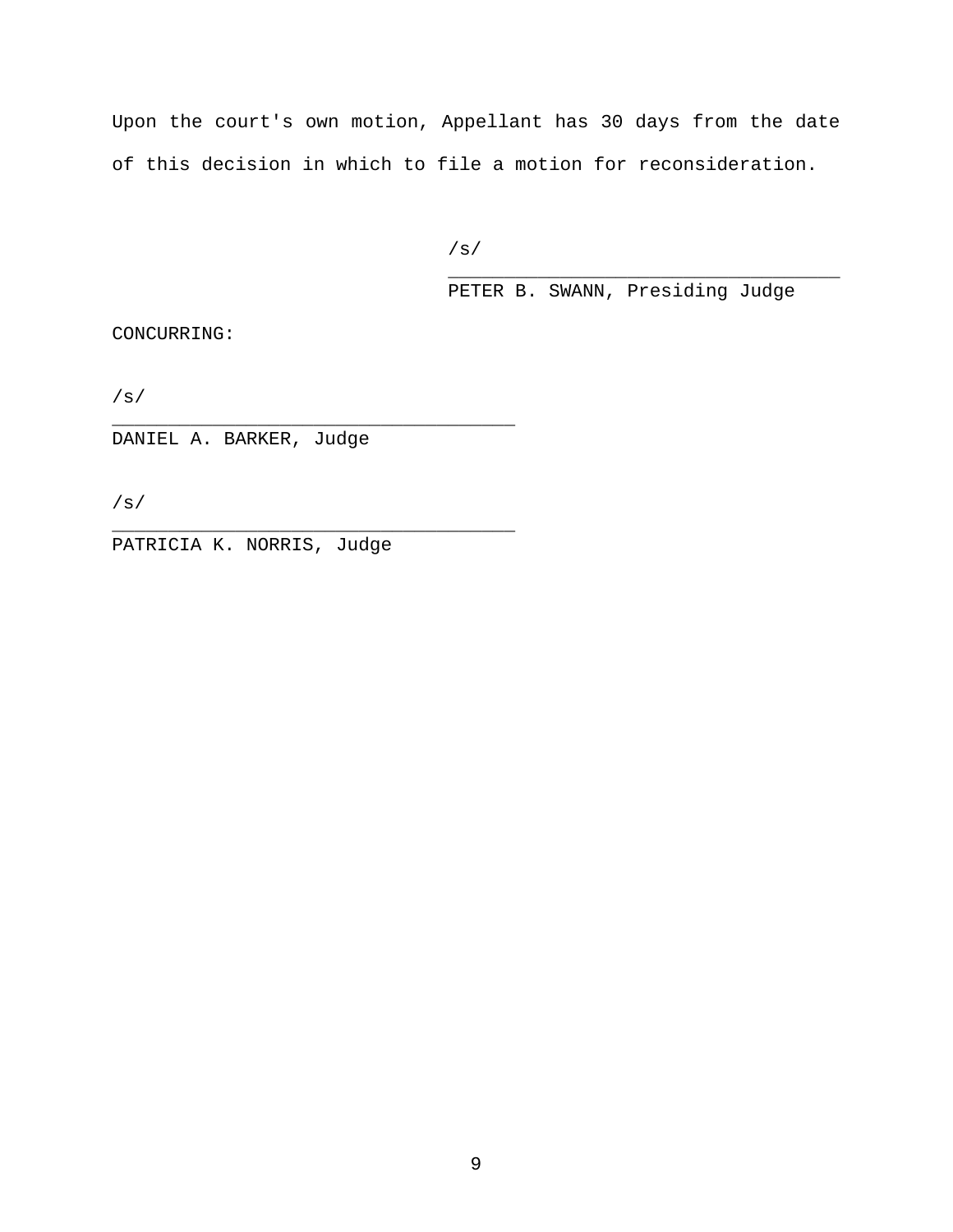Upon the court's own motion, Appellant has 30 days from the date of this decision in which to file a motion for reconsideration.

/s/
___________________________________
PETER B. SWANN, Presiding Judge

CONCURRING:

/s/
___________________________________
DANIEL A. BARKER, Judge

/s/
___________________________________
PATRICIA K. NORRIS, Judge